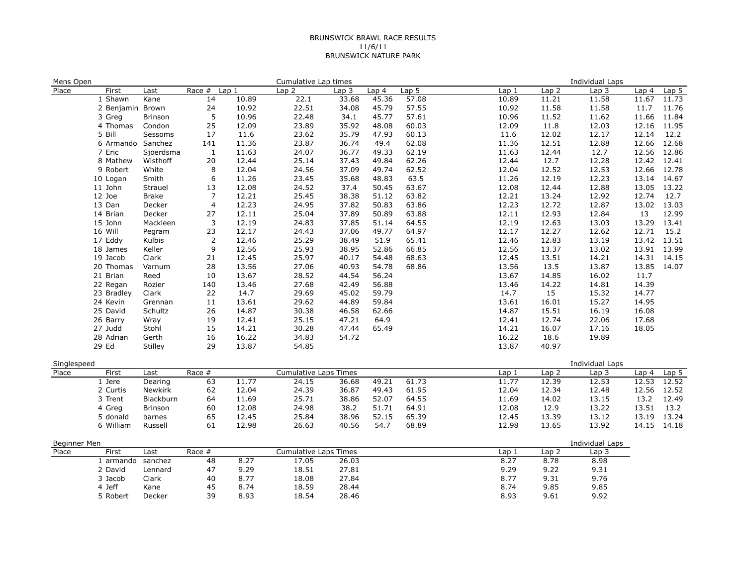BRUNSWICK BRAWL RACE RESULTS
11/6/11
BRUNSWICK NATURE PARK

## Mens Open

| Place | First | Last | Race # | Cumulative Lap times: Lap 1 | Lap 2 | Lap 3 | Lap 4 | Lap 5 | Individual Laps: Lap 1 | Lap 2 | Lap 3 | Lap 4 | Lap 5 |
|---|---|---|---|---|---|---|---|---|---|---|---|---|---|
| 1 | Shawn | Kane | 14 | 10.89 | 22.1 | 33.68 | 45.36 | 57.08 | 10.89 | 11.21 | 11.58 | 11.67 | 11.73 |
| 2 | Benjamin | Brown | 24 | 10.92 | 22.51 | 34.08 | 45.79 | 57.55 | 10.92 | 11.58 | 11.58 | 11.7 | 11.76 |
| 3 | Greg | Brinson | 5 | 10.96 | 22.48 | 34.1 | 45.77 | 57.61 | 10.96 | 11.52 | 11.62 | 11.66 | 11.84 |
| 4 | Thomas | Condon | 25 | 12.09 | 23.89 | 35.92 | 48.08 | 60.03 | 12.09 | 11.8 | 12.03 | 12.16 | 11.95 |
| 5 | Bill | Sessoms | 17 | 11.6 | 23.62 | 35.79 | 47.93 | 60.13 | 11.6 | 12.02 | 12.17 | 12.14 | 12.2 |
| 6 | Armando | Sanchez | 141 | 11.36 | 23.87 | 36.74 | 49.4 | 62.08 | 11.36 | 12.51 | 12.88 | 12.66 | 12.68 |
| 7 | Eric | Sjoerdsma | 1 | 11.63 | 24.07 | 36.77 | 49.33 | 62.19 | 11.63 | 12.44 | 12.7 | 12.56 | 12.86 |
| 8 | Mathew | Wisthoff | 20 | 12.44 | 25.14 | 37.43 | 49.84 | 62.26 | 12.44 | 12.7 | 12.28 | 12.42 | 12.41 |
| 9 | Robert | White | 8 | 12.04 | 24.56 | 37.09 | 49.74 | 62.52 | 12.04 | 12.52 | 12.53 | 12.66 | 12.78 |
| 10 | Logan | Smith | 6 | 11.26 | 23.45 | 35.68 | 48.83 | 63.5 | 11.26 | 12.19 | 12.23 | 13.14 | 14.67 |
| 11 | John | Strauel | 13 | 12.08 | 24.52 | 37.4 | 50.45 | 63.67 | 12.08 | 12.44 | 12.88 | 13.05 | 13.22 |
| 12 | Joe | Brake | 7 | 12.21 | 25.45 | 38.38 | 51.12 | 63.82 | 12.21 | 13.24 | 12.92 | 12.74 | 12.7 |
| 13 | Dan | Decker | 4 | 12.23 | 24.95 | 37.82 | 50.83 | 63.86 | 12.23 | 12.72 | 12.87 | 13.02 | 13.03 |
| 14 | Brian | Decker | 27 | 12.11 | 25.04 | 37.89 | 50.89 | 63.88 | 12.11 | 12.93 | 12.84 | 13 | 12.99 |
| 15 | John | Mackleen | 3 | 12.19 | 24.83 | 37.85 | 51.14 | 64.55 | 12.19 | 12.63 | 13.03 | 13.29 | 13.41 |
| 16 | Will | Pegram | 23 | 12.17 | 24.43 | 37.06 | 49.77 | 64.97 | 12.17 | 12.27 | 12.62 | 12.71 | 15.2 |
| 17 | Eddy | Kulbis | 2 | 12.46 | 25.29 | 38.49 | 51.9 | 65.41 | 12.46 | 12.83 | 13.19 | 13.42 | 13.51 |
| 18 | James | Keller | 9 | 12.56 | 25.93 | 38.95 | 52.86 | 66.85 | 12.56 | 13.37 | 13.02 | 13.91 | 13.99 |
| 19 | Jacob | Clark | 21 | 12.45 | 25.97 | 40.17 | 54.48 | 68.63 | 12.45 | 13.51 | 14.21 | 14.31 | 14.15 |
| 20 | Thomas | Varnum | 28 | 13.56 | 27.06 | 40.93 | 54.78 | 68.86 | 13.56 | 13.5 | 13.87 | 13.85 | 14.07 |
| 21 | Brian | Reed | 10 | 13.67 | 28.52 | 44.54 | 56.24 | | 13.67 | 14.85 | 16.02 | 11.7 | |
| 22 | Regan | Rozier | 140 | 13.46 | 27.68 | 42.49 | 56.88 | | 13.46 | 14.22 | 14.81 | 14.39 | |
| 23 | Bradley | Clark | 22 | 14.7 | 29.69 | 45.02 | 59.79 | | 14.7 | 15 | 15.32 | 14.77 | |
| 24 | Kevin | Grennan | 11 | 13.61 | 29.62 | 44.89 | 59.84 | | 13.61 | 16.01 | 15.27 | 14.95 | |
| 25 | David | Schultz | 26 | 14.87 | 30.38 | 46.58 | 62.66 | | 14.87 | 15.51 | 16.19 | 16.08 | |
| 26 | Barry | Wray | 19 | 12.41 | 25.15 | 47.21 | 64.9 | | 12.41 | 12.74 | 22.06 | 17.68 | |
| 27 | Judd | Stohl | 15 | 14.21 | 30.28 | 47.44 | 65.49 | | 14.21 | 16.07 | 17.16 | 18.05 | |
| 28 | Adrian | Gerth | 16 | 16.22 | 34.83 | 54.72 | | | 16.22 | 18.6 | 19.89 | | |
| 29 | Ed | Stilley | 29 | 13.87 | 54.85 | | | | 13.87 | 40.97 | | | |

## Singlespeed

| Place | First | Last | Race # | Cumulative Laps Times: Lap 1 | Lap 2 | Lap 3 | Lap 4 | Lap 5 | Individual Laps: Lap 1 | Lap 2 | Lap 3 | Lap 4 | Lap 5 |
|---|---|---|---|---|---|---|---|---|---|---|---|---|---|
| 1 | Jere | Dearing | 63 | 11.77 | 24.15 | 36.68 | 49.21 | 61.73 | 11.77 | 12.39 | 12.53 | 12.53 | 12.52 |
| 2 | Curtis | Newkirk | 62 | 12.04 | 24.39 | 36.87 | 49.43 | 61.95 | 12.04 | 12.34 | 12.48 | 12.56 | 12.52 |
| 3 | Trent | Blackburn | 64 | 11.69 | 25.71 | 38.86 | 52.07 | 64.55 | 11.69 | 14.02 | 13.15 | 13.2 | 12.49 |
| 4 | Greg | Brinson | 60 | 12.08 | 24.98 | 38.2 | 51.71 | 64.91 | 12.08 | 12.9 | 13.22 | 13.51 | 13.2 |
| 5 | donald | barnes | 65 | 12.45 | 25.84 | 38.96 | 52.15 | 65.39 | 12.45 | 13.39 | 13.12 | 13.19 | 13.24 |
| 6 | William | Russell | 61 | 12.98 | 26.63 | 40.56 | 54.7 | 68.89 | 12.98 | 13.65 | 13.92 | 14.15 | 14.18 |

## Beginner Men

| Place | First | Last | Race # | Cumulative Laps Times: Lap 1 | Lap 2 | Lap 3 | Individual Laps: Lap 1 | Lap 2 | Lap 3 |
|---|---|---|---|---|---|---|---|---|---|
| 1 | armando | sanchez | 48 | 8.27 | 17.05 | 26.03 | 8.27 | 8.78 | 8.98 |
| 2 | David | Lennard | 47 | 9.29 | 18.51 | 27.81 | 9.29 | 9.22 | 9.31 |
| 3 | Jacob | Clark | 40 | 8.77 | 18.08 | 27.84 | 8.77 | 9.31 | 9.76 |
| 4 | Jeff | Kane | 45 | 8.74 | 18.59 | 28.44 | 8.74 | 9.85 | 9.85 |
| 5 | Robert | Decker | 39 | 8.93 | 18.54 | 28.46 | 8.93 | 9.61 | 9.92 |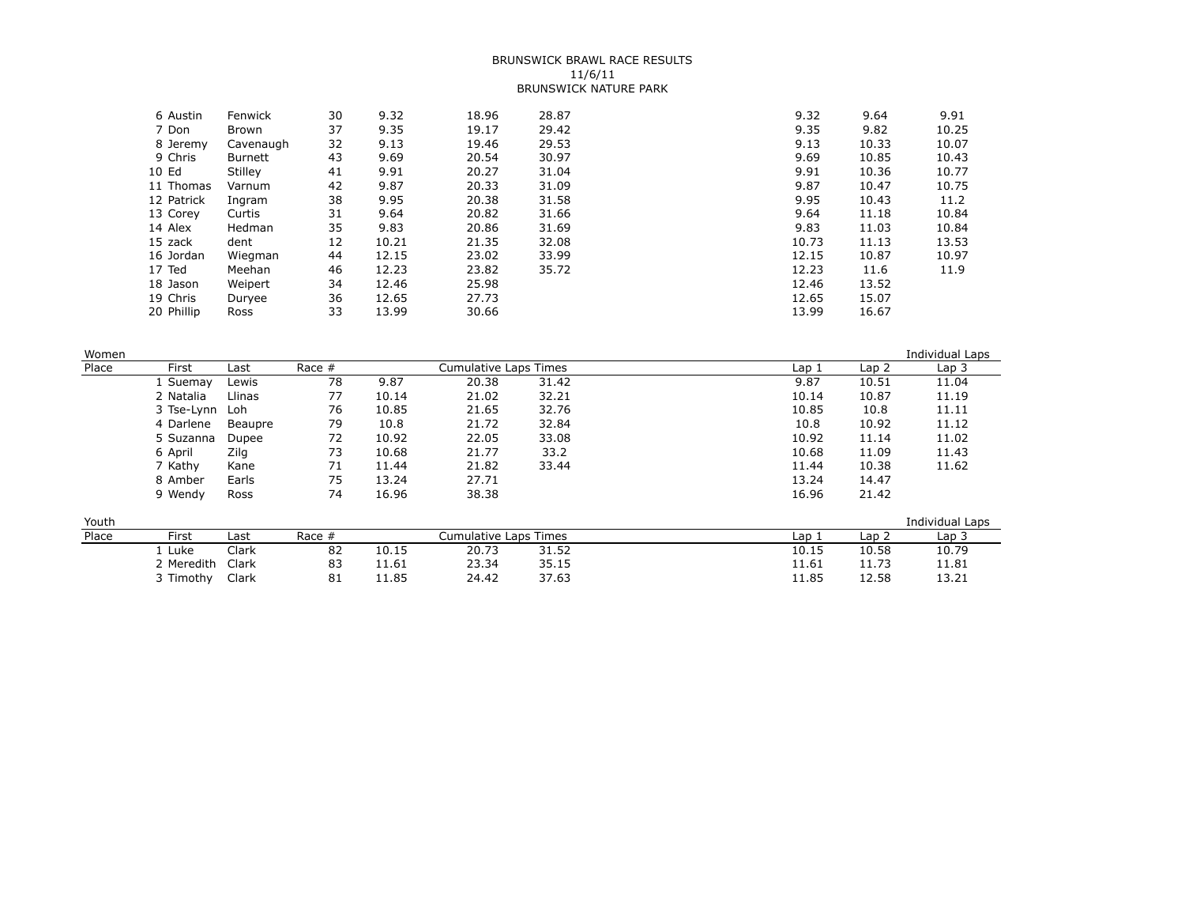BRUNSWICK BRAWL RACE RESULTS
11/6/11
BRUNSWICK NATURE PARK

| | | | | | | | | | |
|---|---|---|---|---|---|---|---|---|---|
| 6 | Austin | Fenwick | 30 | 9.32 | 18.96 | 28.87 | 9.32 | 9.64 | 9.91 |
| 7 | Don | Brown | 37 | 9.35 | 19.17 | 29.42 | 9.35 | 9.82 | 10.25 |
| 8 | Jeremy | Cavenaugh | 32 | 9.13 | 19.46 | 29.53 | 9.13 | 10.33 | 10.07 |
| 9 | Chris | Burnett | 43 | 9.69 | 20.54 | 30.97 | 9.69 | 10.85 | 10.43 |
| 10 | Ed | Stilley | 41 | 9.91 | 20.27 | 31.04 | 9.91 | 10.36 | 10.77 |
| 11 | Thomas | Varnum | 42 | 9.87 | 20.33 | 31.09 | 9.87 | 10.47 | 10.75 |
| 12 | Patrick | Ingram | 38 | 9.95 | 20.38 | 31.58 | 9.95 | 10.43 | 11.2 |
| 13 | Corey | Curtis | 31 | 9.64 | 20.82 | 31.66 | 9.64 | 11.18 | 10.84 |
| 14 | Alex | Hedman | 35 | 9.83 | 20.86 | 31.69 | 9.83 | 11.03 | 10.84 |
| 15 | zack | dent | 12 | 10.21 | 21.35 | 32.08 | 10.73 | 11.13 | 13.53 |
| 16 | Jordan | Wiegman | 44 | 12.15 | 23.02 | 33.99 | 12.15 | 10.87 | 10.97 |
| 17 | Ted | Meehan | 46 | 12.23 | 23.82 | 35.72 | 12.23 | 11.6 | 11.9 |
| 18 | Jason | Weipert | 34 | 12.46 | 25.98 | | 12.46 | 13.52 | |
| 19 | Chris | Duryee | 36 | 12.65 | 27.73 | | 12.65 | 15.07 | |
| 20 | Phillip | Ross | 33 | 13.99 | 30.66 | | 13.99 | 16.67 | |

Women

| Place | First | Last | Race # | Cumulative Laps Times | | | Lap 1 | Lap 2 | Lap 3 (Individual Laps) |
|---|---|---|---|---|---|---|---|---|---|
| 1 | Suemay | Lewis | 78 | 9.87 | 20.38 | 31.42 | 9.87 | 10.51 | 11.04 |
| 2 | Natalia | Llinas | 77 | 10.14 | 21.02 | 32.21 | 10.14 | 10.87 | 11.19 |
| 3 | Tse-Lynn | Loh | 76 | 10.85 | 21.65 | 32.76 | 10.85 | 10.8 | 11.11 |
| 4 | Darlene | Beaupre | 79 | 10.8 | 21.72 | 32.84 | 10.8 | 10.92 | 11.12 |
| 5 | Suzanna | Dupee | 72 | 10.92 | 22.05 | 33.08 | 10.92 | 11.14 | 11.02 |
| 6 | April | Zilg | 73 | 10.68 | 21.77 | 33.2 | 10.68 | 11.09 | 11.43 |
| 7 | Kathy | Kane | 71 | 11.44 | 21.82 | 33.44 | 11.44 | 10.38 | 11.62 |
| 8 | Amber | Earls | 75 | 13.24 | 27.71 | | 13.24 | 14.47 | |
| 9 | Wendy | Ross | 74 | 16.96 | 38.38 | | 16.96 | 21.42 | |

Youth

| Place | First | Last | Race # | Cumulative Laps Times | | | Lap 1 | Lap 2 | Lap 3 (Individual Laps) |
|---|---|---|---|---|---|---|---|---|---|
| 1 | Luke | Clark | 82 | 10.15 | 20.73 | 31.52 | 10.15 | 10.58 | 10.79 |
| 2 | Meredith | Clark | 83 | 11.61 | 23.34 | 35.15 | 11.61 | 11.73 | 11.81 |
| 3 | Timothy | Clark | 81 | 11.85 | 24.42 | 37.63 | 11.85 | 12.58 | 13.21 |